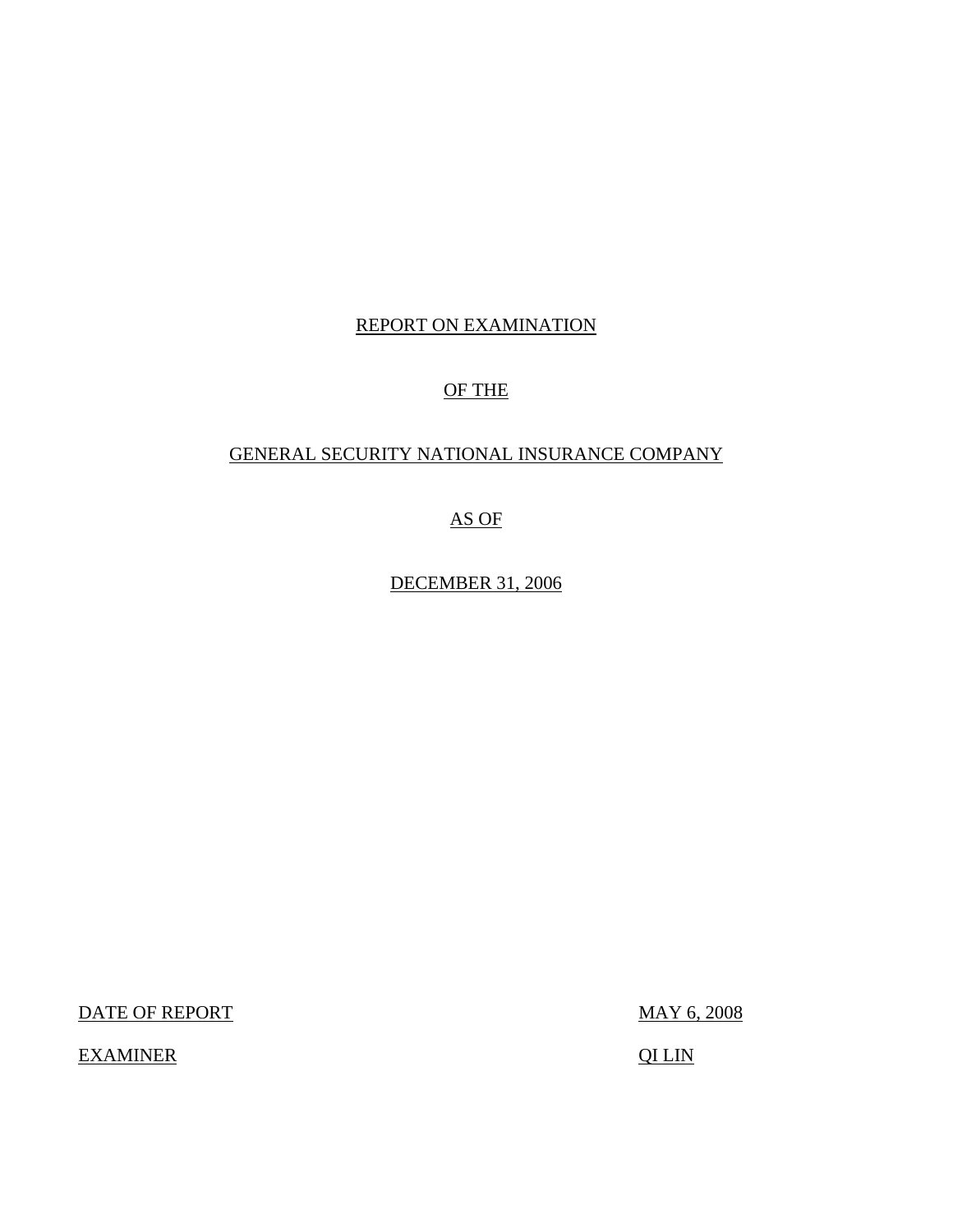REPORT ON EXAMINATION

OF THE

GENERAL SECURITY NATIONAL INSURANCE COMPANY

AS OF

DECEMBER 31, 2006

| | |
|---|---|
| DATE OF REPORT | MAY 6, 2008 |
| EXAMINER | QI LIN |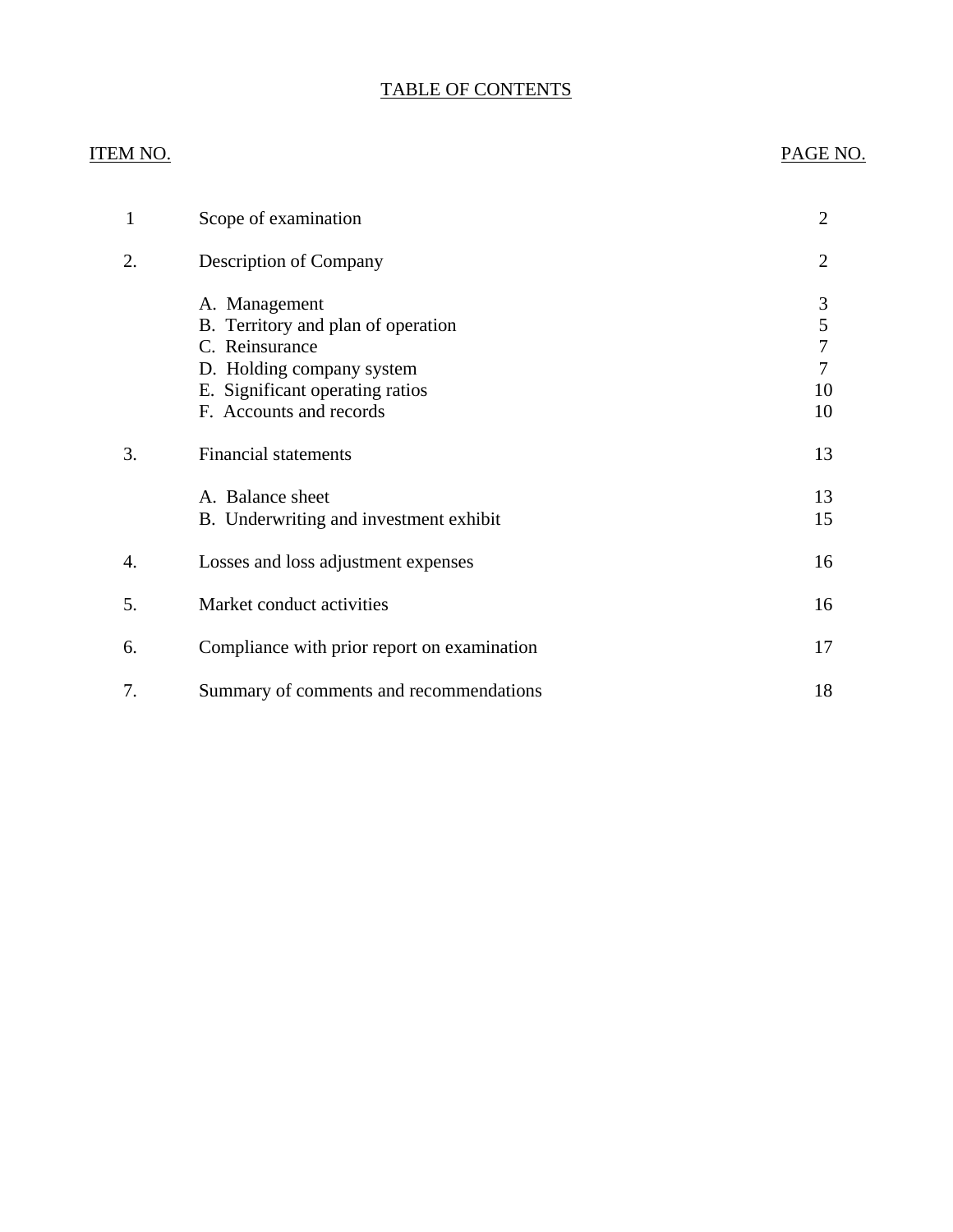# TABLE OF CONTENTS

| ITEM NO. | | PAGE NO. |
|---|---|---|
| 1 | Scope of examination | 2 |
| 2. | Description of Company | 2 |
| | A. Management | 3 |
| | B. Territory and plan of operation | 5 |
| | C. Reinsurance | 7 |
| | D. Holding company system | 7 |
| | E. Significant operating ratios | 10 |
| | F. Accounts and records | 10 |
| 3. | Financial statements | 13 |
| | A. Balance sheet | 13 |
| | B. Underwriting and investment exhibit | 15 |
| 4. | Losses and loss adjustment expenses | 16 |
| 5. | Market conduct activities | 16 |
| 6. | Compliance with prior report on examination | 17 |
| 7. | Summary of comments and recommendations | 18 |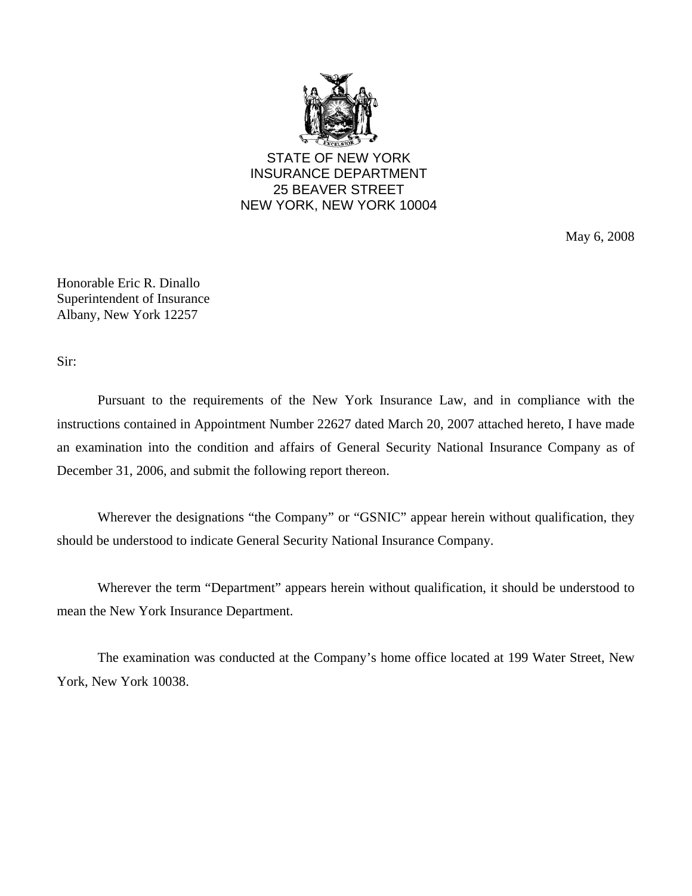STATE OF NEW YORK
INSURANCE DEPARTMENT
25 BEAVER STREET
NEW YORK, NEW YORK 10004

May 6, 2008

Honorable Eric R. Dinallo
Superintendent of Insurance
Albany, New York 12257

Sir:

Pursuant to the requirements of the New York Insurance Law, and in compliance with the instructions contained in Appointment Number 22627 dated March 20, 2007 attached hereto, I have made an examination into the condition and affairs of General Security National Insurance Company as of December 31, 2006, and submit the following report thereon.

Wherever the designations "the Company" or "GSNIC" appear herein without qualification, they should be understood to indicate General Security National Insurance Company.

Wherever the term "Department" appears herein without qualification, it should be understood to mean the New York Insurance Department.

The examination was conducted at the Company's home office located at 199 Water Street, New York, New York 10038.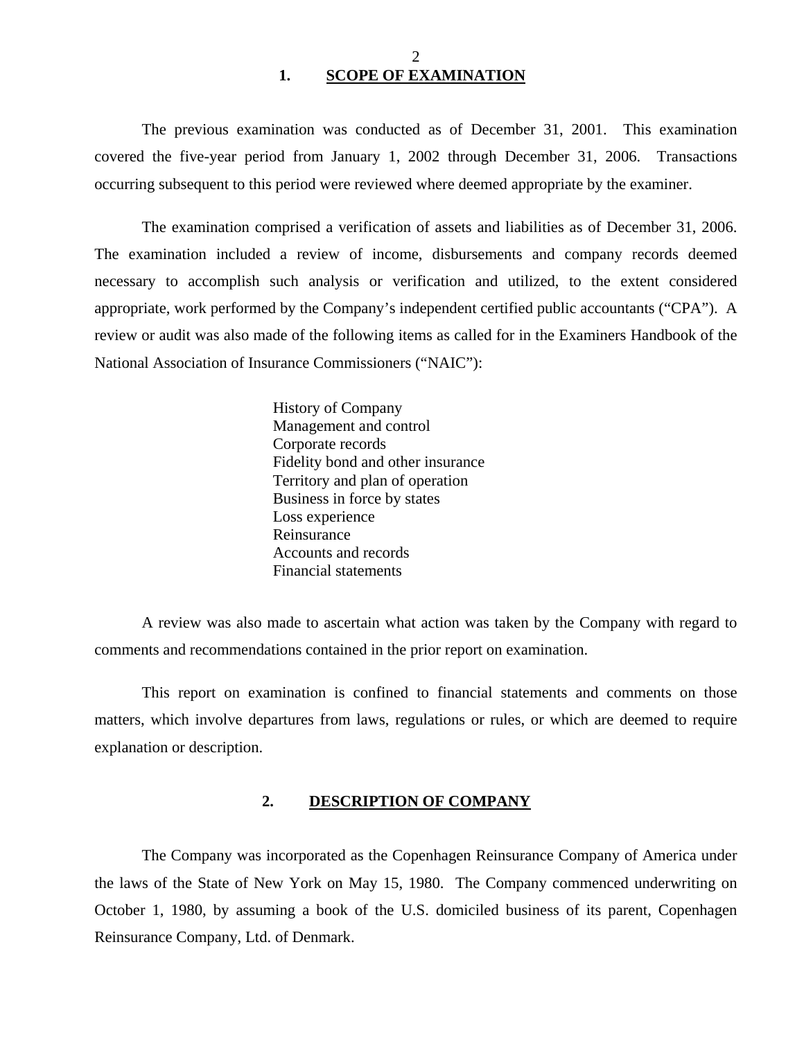## 1. SCOPE OF EXAMINATION

The previous examination was conducted as of December 31, 2001. This examination covered the five-year period from January 1, 2002 through December 31, 2006. Transactions occurring subsequent to this period were reviewed where deemed appropriate by the examiner.

The examination comprised a verification of assets and liabilities as of December 31, 2006. The examination included a review of income, disbursements and company records deemed necessary to accomplish such analysis or verification and utilized, to the extent considered appropriate, work performed by the Company's independent certified public accountants ("CPA"). A review or audit was also made of the following items as called for in the Examiners Handbook of the National Association of Insurance Commissioners ("NAIC"):

- History of Company
- Management and control
- Corporate records
- Fidelity bond and other insurance
- Territory and plan of operation
- Business in force by states
- Loss experience
- Reinsurance
- Accounts and records
- Financial statements

A review was also made to ascertain what action was taken by the Company with regard to comments and recommendations contained in the prior report on examination.

This report on examination is confined to financial statements and comments on those matters, which involve departures from laws, regulations or rules, or which are deemed to require explanation or description.

## 2. DESCRIPTION OF COMPANY

The Company was incorporated as the Copenhagen Reinsurance Company of America under the laws of the State of New York on May 15, 1980. The Company commenced underwriting on October 1, 1980, by assuming a book of the U.S. domiciled business of its parent, Copenhagen Reinsurance Company, Ltd. of Denmark.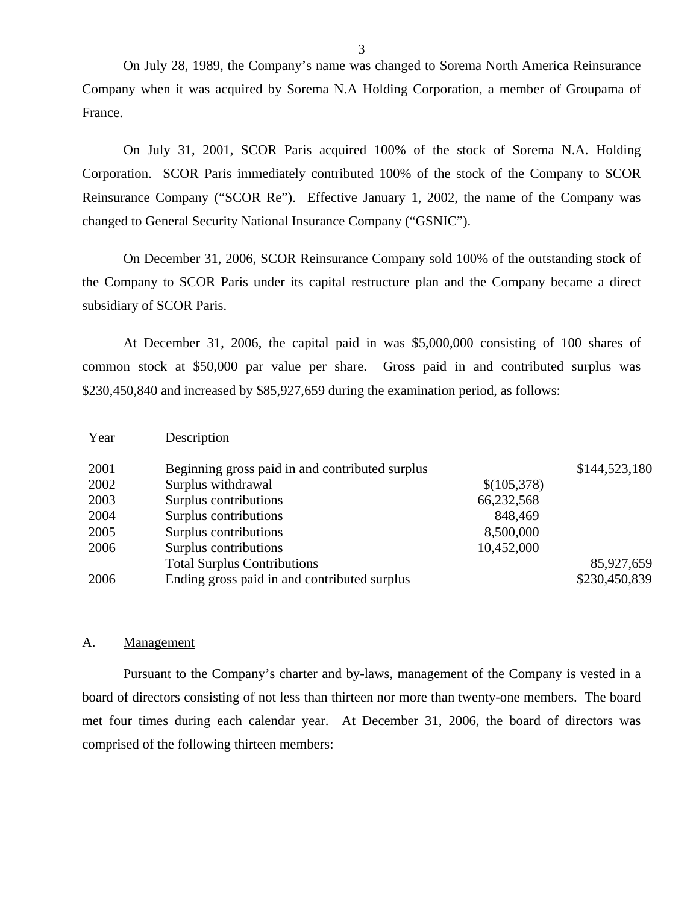On July 28, 1989, the Company's name was changed to Sorema North America Reinsurance Company when it was acquired by Sorema N.A Holding Corporation, a member of Groupama of France.

On July 31, 2001, SCOR Paris acquired 100% of the stock of Sorema N.A. Holding Corporation. SCOR Paris immediately contributed 100% of the stock of the Company to SCOR Reinsurance Company ("SCOR Re"). Effective January 1, 2002, the name of the Company was changed to General Security National Insurance Company ("GSNIC").

On December 31, 2006, SCOR Reinsurance Company sold 100% of the outstanding stock of the Company to SCOR Paris under its capital restructure plan and the Company became a direct subsidiary of SCOR Paris.

At December 31, 2006, the capital paid in was $5,000,000 consisting of 100 shares of common stock at $50,000 par value per share. Gross paid in and contributed surplus was $230,450,840 and increased by $85,927,659 during the examination period, as follows:

| Year | Description | | |
|---|---|---|---|
| 2001 | Beginning gross paid in and contributed surplus | | $144,523,180 |
| 2002 | Surplus withdrawal | $(105,378) | |
| 2003 | Surplus contributions | 66,232,568 | |
| 2004 | Surplus contributions | 848,469 | |
| 2005 | Surplus contributions | 8,500,000 | |
| 2006 | Surplus contributions | 10,452,000 | |
| | Total Surplus Contributions | | 85,927,659 |
| 2006 | Ending gross paid in and contributed surplus | | $230,450,839 |

## A. Management

Pursuant to the Company's charter and by-laws, management of the Company is vested in a board of directors consisting of not less than thirteen nor more than twenty-one members. The board met four times during each calendar year. At December 31, 2006, the board of directors was comprised of the following thirteen members: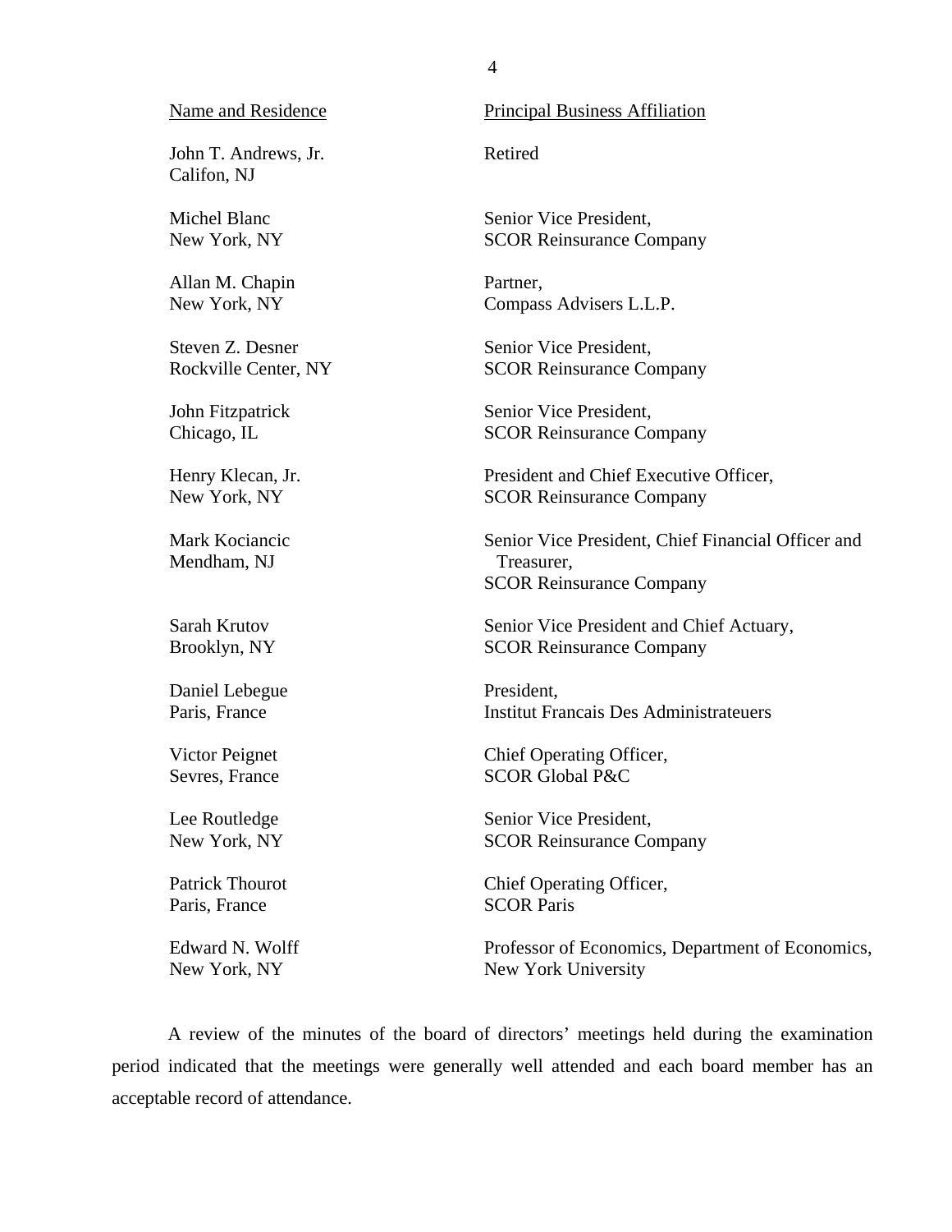| Name and Residence | Principal Business Affiliation |
|---|---|
| John T. Andrews, Jr.<br>Califon, NJ | Retired |
| Michel Blanc<br>New York, NY | Senior Vice President,<br>SCOR Reinsurance Company |
| Allan M. Chapin<br>New York, NY | Partner,<br>Compass Advisers L.L.P. |
| Steven Z. Desner<br>Rockville Center, NY | Senior Vice President,<br>SCOR Reinsurance Company |
| John Fitzpatrick<br>Chicago, IL | Senior Vice President,<br>SCOR Reinsurance Company |
| Henry Klecan, Jr.<br>New York, NY | President and Chief Executive Officer,<br>SCOR Reinsurance Company |
| Mark Kociancic<br>Mendham, NJ | Senior Vice President, Chief Financial Officer and Treasurer,<br>SCOR Reinsurance Company |
| Sarah Krutov<br>Brooklyn, NY | Senior Vice President and Chief Actuary,<br>SCOR Reinsurance Company |
| Daniel Lebegue<br>Paris, France | President,<br>Institut Francais Des Administrateuers |
| Victor Peignet<br>Sevres, France | Chief Operating Officer,<br>SCOR Global P&C |
| Lee Routledge<br>New York, NY | Senior Vice President,<br>SCOR Reinsurance Company |
| Patrick Thourot<br>Paris, France | Chief Operating Officer,<br>SCOR Paris |
| Edward N. Wolff<br>New York, NY | Professor of Economics, Department of Economics,<br>New York University |

A review of the minutes of the board of directors' meetings held during the examination period indicated that the meetings were generally well attended and each board member has an acceptable record of attendance.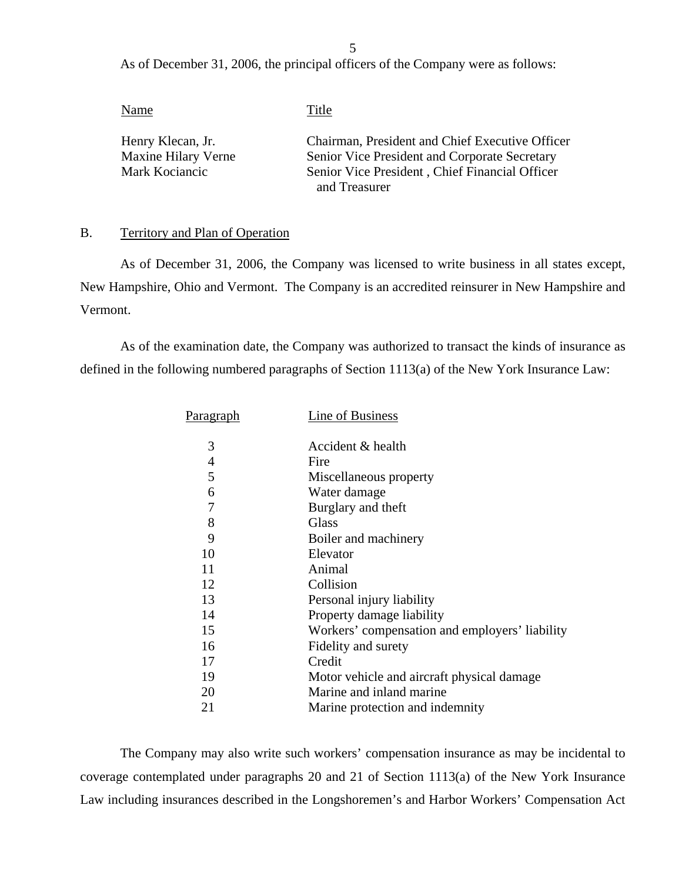As of December 31, 2006, the principal officers of the Company were as follows:

| Name | Title |
|---|---|
| Henry Klecan, Jr. | Chairman, President and Chief Executive Officer |
| Maxine Hilary Verne | Senior Vice President and Corporate Secretary |
| Mark Kociancic | Senior Vice President , Chief Financial Officer and Treasurer |

## B. Territory and Plan of Operation

As of December 31, 2006, the Company was licensed to write business in all states except, New Hampshire, Ohio and Vermont. The Company is an accredited reinsurer in New Hampshire and Vermont.

As of the examination date, the Company was authorized to transact the kinds of insurance as defined in the following numbered paragraphs of Section 1113(a) of the New York Insurance Law:

| Paragraph | Line of Business |
|---|---|
| 3 | Accident & health |
| 4 | Fire |
| 5 | Miscellaneous property |
| 6 | Water damage |
| 7 | Burglary and theft |
| 8 | Glass |
| 9 | Boiler and machinery |
| 10 | Elevator |
| 11 | Animal |
| 12 | Collision |
| 13 | Personal injury liability |
| 14 | Property damage liability |
| 15 | Workers' compensation and employers' liability |
| 16 | Fidelity and surety |
| 17 | Credit |
| 19 | Motor vehicle and aircraft physical damage |
| 20 | Marine and inland marine |
| 21 | Marine protection and indemnity |

The Company may also write such workers' compensation insurance as may be incidental to coverage contemplated under paragraphs 20 and 21 of Section 1113(a) of the New York Insurance Law including insurances described in the Longshoremen's and Harbor Workers' Compensation Act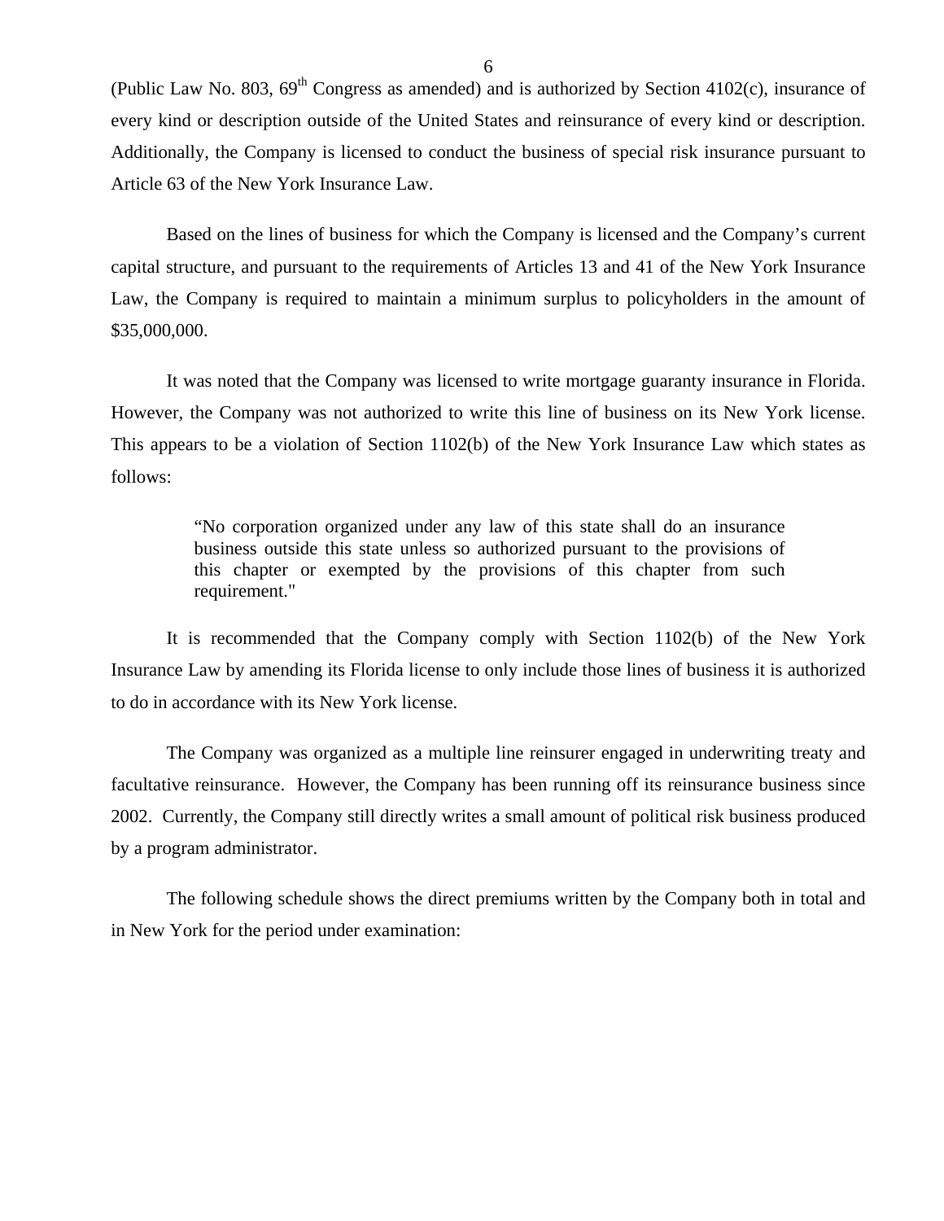(Public Law No. 803, 69th Congress as amended) and is authorized by Section 4102(c), insurance of every kind or description outside of the United States and reinsurance of every kind or description. Additionally, the Company is licensed to conduct the business of special risk insurance pursuant to Article 63 of the New York Insurance Law.

Based on the lines of business for which the Company is licensed and the Company's current capital structure, and pursuant to the requirements of Articles 13 and 41 of the New York Insurance Law, the Company is required to maintain a minimum surplus to policyholders in the amount of $35,000,000.

It was noted that the Company was licensed to write mortgage guaranty insurance in Florida. However, the Company was not authorized to write this line of business on its New York license. This appears to be a violation of Section 1102(b) of the New York Insurance Law which states as follows:

> "No corporation organized under any law of this state shall do an insurance business outside this state unless so authorized pursuant to the provisions of this chapter or exempted by the provisions of this chapter from such requirement."

It is recommended that the Company comply with Section 1102(b) of the New York Insurance Law by amending its Florida license to only include those lines of business it is authorized to do in accordance with its New York license.

The Company was organized as a multiple line reinsurer engaged in underwriting treaty and facultative reinsurance. However, the Company has been running off its reinsurance business since 2002. Currently, the Company still directly writes a small amount of political risk business produced by a program administrator.

The following schedule shows the direct premiums written by the Company both in total and in New York for the period under examination: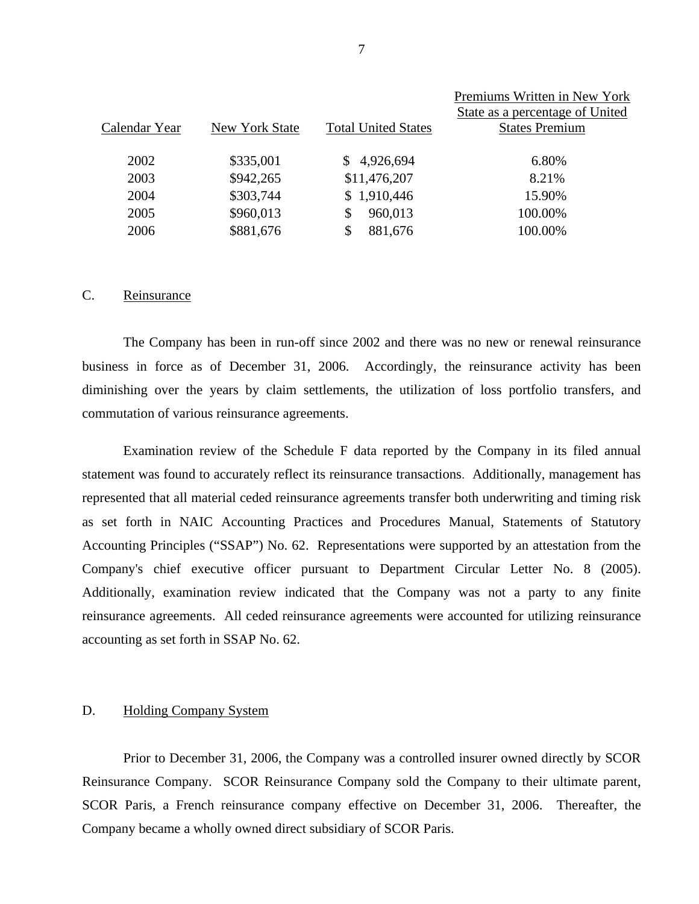| Calendar Year | New York State | Total United States | Premiums Written in New York State as a percentage of United States Premium |
|---|---|---|---|
| 2002 | $335,001 | $ 4,926,694 | 6.80% |
| 2003 | $942,265 | $11,476,207 | 8.21% |
| 2004 | $303,744 | $ 1,910,446 | 15.90% |
| 2005 | $960,013 | $ 960,013 | 100.00% |
| 2006 | $881,676 | $ 881,676 | 100.00% |

## C. Reinsurance

The Company has been in run-off since 2002 and there was no new or renewal reinsurance business in force as of December 31, 2006. Accordingly, the reinsurance activity has been diminishing over the years by claim settlements, the utilization of loss portfolio transfers, and commutation of various reinsurance agreements.

Examination review of the Schedule F data reported by the Company in its filed annual statement was found to accurately reflect its reinsurance transactions. Additionally, management has represented that all material ceded reinsurance agreements transfer both underwriting and timing risk as set forth in NAIC Accounting Practices and Procedures Manual, Statements of Statutory Accounting Principles ("SSAP") No. 62. Representations were supported by an attestation from the Company's chief executive officer pursuant to Department Circular Letter No. 8 (2005). Additionally, examination review indicated that the Company was not a party to any finite reinsurance agreements. All ceded reinsurance agreements were accounted for utilizing reinsurance accounting as set forth in SSAP No. 62.

## D. Holding Company System

Prior to December 31, 2006, the Company was a controlled insurer owned directly by SCOR Reinsurance Company. SCOR Reinsurance Company sold the Company to their ultimate parent, SCOR Paris, a French reinsurance company effective on December 31, 2006. Thereafter, the Company became a wholly owned direct subsidiary of SCOR Paris.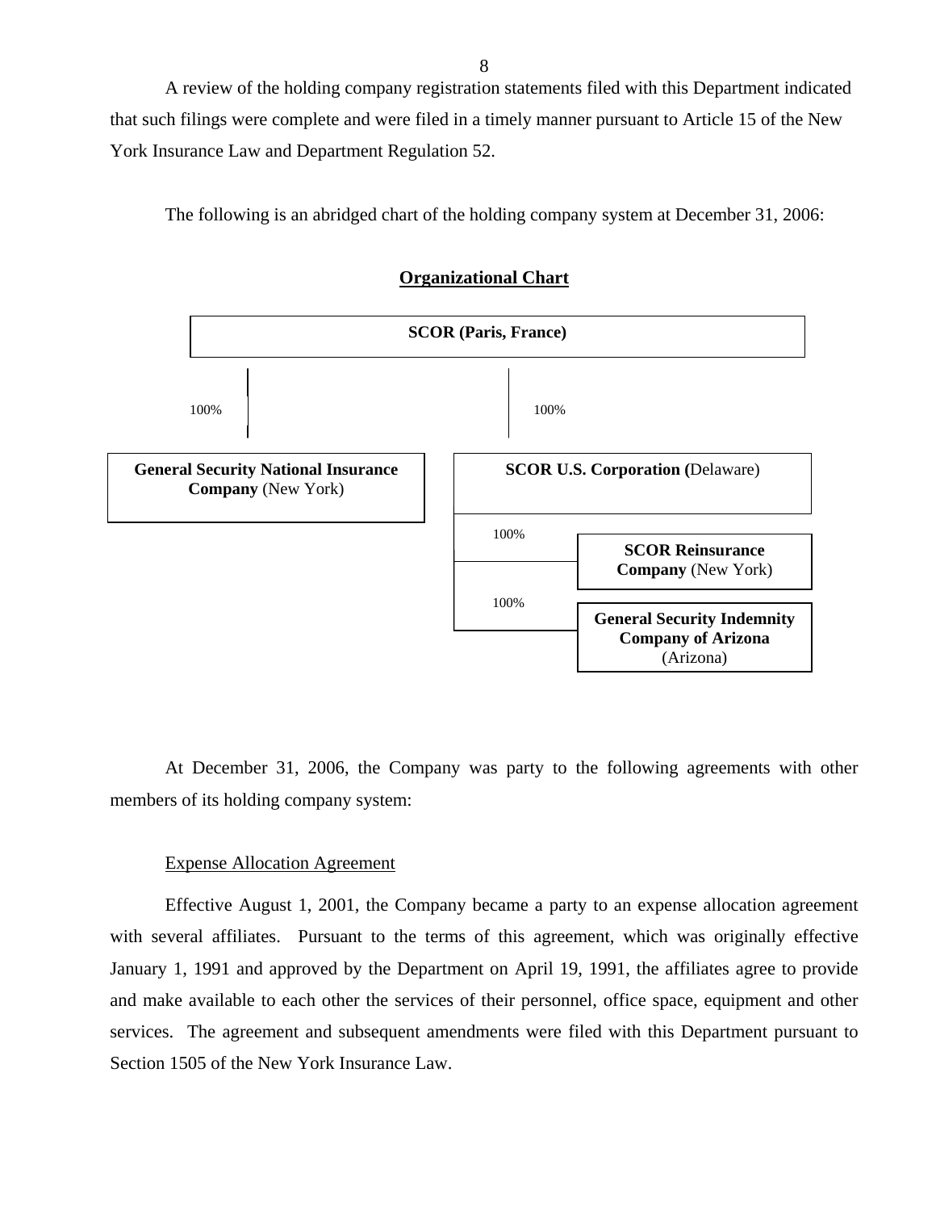A review of the holding company registration statements filed with this Department indicated that such filings were complete and were filed in a timely manner pursuant to Article 15 of the New York Insurance Law and Department Regulation 52.

The following is an abridged chart of the holding company system at December 31, 2006:

**Organizational Chart**

**SCOR (Paris, France)**

- 100% — **General Security National Insurance Company** (New York)
- 100% — **SCOR U.S. Corporation (**Delaware)
  - 100% — **SCOR Reinsurance Company** (New York)
  - 100% — **General Security Indemnity Company of Arizona** (Arizona)

At December 31, 2006, the Company was party to the following agreements with other members of its holding company system:

Expense Allocation Agreement

Effective August 1, 2001, the Company became a party to an expense allocation agreement with several affiliates. Pursuant to the terms of this agreement, which was originally effective January 1, 1991 and approved by the Department on April 19, 1991, the affiliates agree to provide and make available to each other the services of their personnel, office space, equipment and other services. The agreement and subsequent amendments were filed with this Department pursuant to Section 1505 of the New York Insurance Law.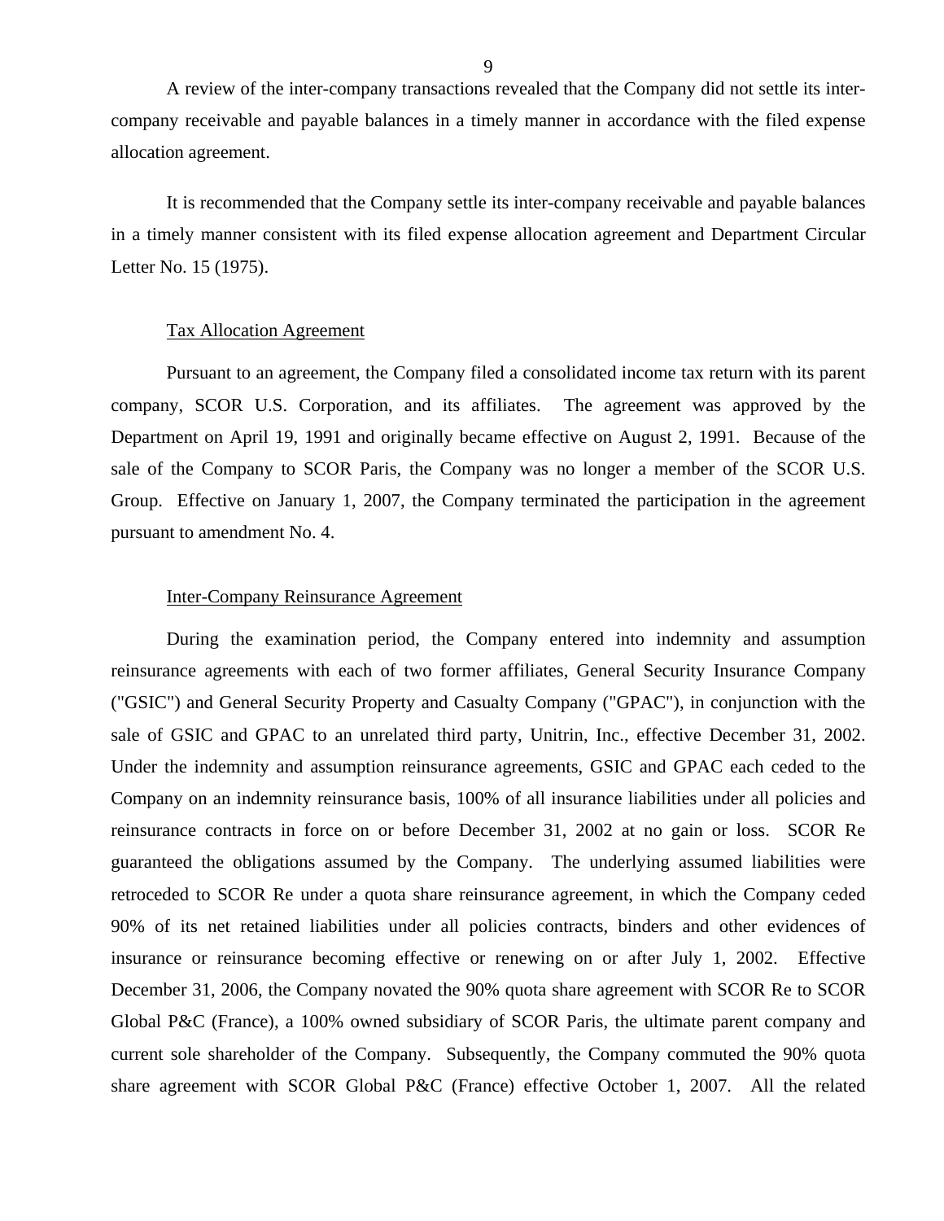A review of the inter-company transactions revealed that the Company did not settle its inter-company receivable and payable balances in a timely manner in accordance with the filed expense allocation agreement.

It is recommended that the Company settle its inter-company receivable and payable balances in a timely manner consistent with its filed expense allocation agreement and Department Circular Letter No. 15 (1975).

### Tax Allocation Agreement

Pursuant to an agreement, the Company filed a consolidated income tax return with its parent company, SCOR U.S. Corporation, and its affiliates. The agreement was approved by the Department on April 19, 1991 and originally became effective on August 2, 1991. Because of the sale of the Company to SCOR Paris, the Company was no longer a member of the SCOR U.S. Group. Effective on January 1, 2007, the Company terminated the participation in the agreement pursuant to amendment No. 4.

### Inter-Company Reinsurance Agreement

During the examination period, the Company entered into indemnity and assumption reinsurance agreements with each of two former affiliates, General Security Insurance Company ("GSIC") and General Security Property and Casualty Company ("GPAC"), in conjunction with the sale of GSIC and GPAC to an unrelated third party, Unitrin, Inc., effective December 31, 2002. Under the indemnity and assumption reinsurance agreements, GSIC and GPAC each ceded to the Company on an indemnity reinsurance basis, 100% of all insurance liabilities under all policies and reinsurance contracts in force on or before December 31, 2002 at no gain or loss. SCOR Re guaranteed the obligations assumed by the Company. The underlying assumed liabilities were retroceded to SCOR Re under a quota share reinsurance agreement, in which the Company ceded 90% of its net retained liabilities under all policies contracts, binders and other evidences of insurance or reinsurance becoming effective or renewing on or after July 1, 2002. Effective December 31, 2006, the Company novated the 90% quota share agreement with SCOR Re to SCOR Global P&C (France), a 100% owned subsidiary of SCOR Paris, the ultimate parent company and current sole shareholder of the Company. Subsequently, the Company commuted the 90% quota share agreement with SCOR Global P&C (France) effective October 1, 2007. All the related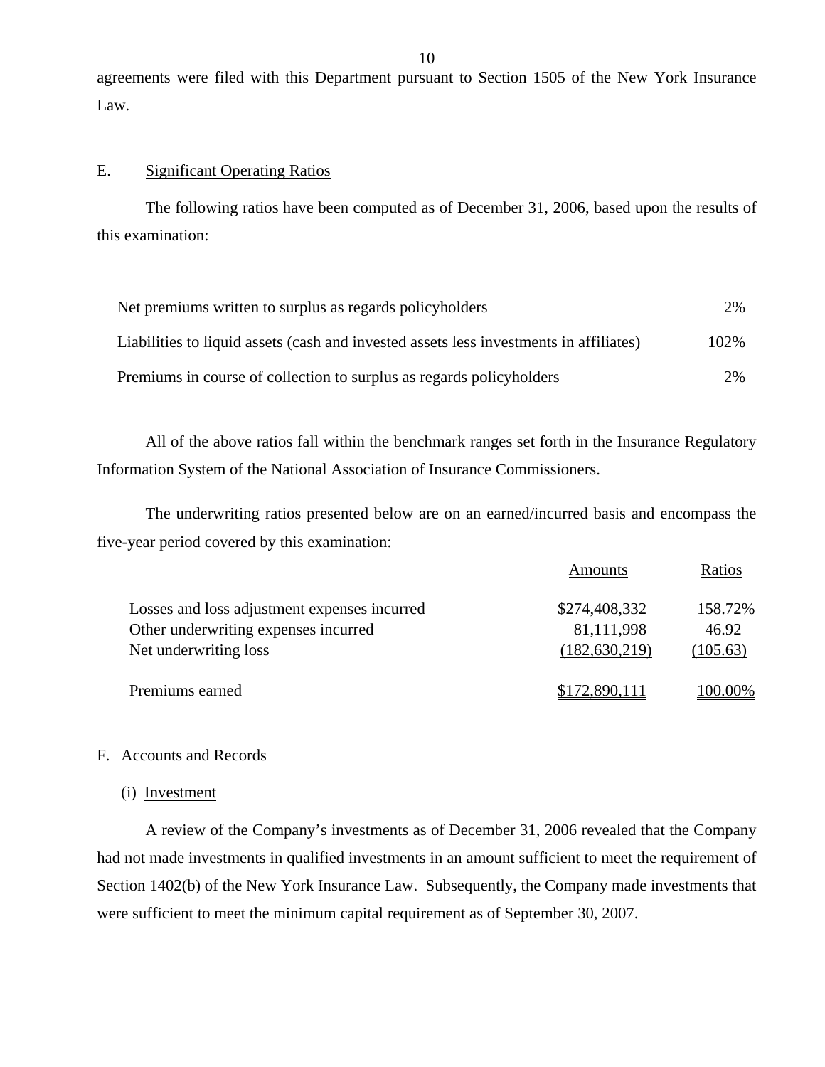agreements were filed with this Department pursuant to Section 1505 of the New York Insurance Law.

## E. Significant Operating Ratios

The following ratios have been computed as of December 31, 2006, based upon the results of this examination:

| | |
|---|---|
| Net premiums written to surplus as regards policyholders | 2% |
| Liabilities to liquid assets (cash and invested assets less investments in affiliates) | 102% |
| Premiums in course of collection to surplus as regards policyholders | 2% |

All of the above ratios fall within the benchmark ranges set forth in the Insurance Regulatory Information System of the National Association of Insurance Commissioners.

The underwriting ratios presented below are on an earned/incurred basis and encompass the five-year period covered by this examination:

| | Amounts | Ratios |
|---|---|---|
| Losses and loss adjustment expenses incurred | $274,408,332 | 158.72% |
| Other underwriting expenses incurred | 81,111,998 | 46.92 |
| Net underwriting loss | (182,630,219) | (105.63) |
| Premiums earned | $172,890,111 | 100.00% |

## F. Accounts and Records

### (i) Investment

A review of the Company's investments as of December 31, 2006 revealed that the Company had not made investments in qualified investments in an amount sufficient to meet the requirement of Section 1402(b) of the New York Insurance Law. Subsequently, the Company made investments that were sufficient to meet the minimum capital requirement as of September 30, 2007.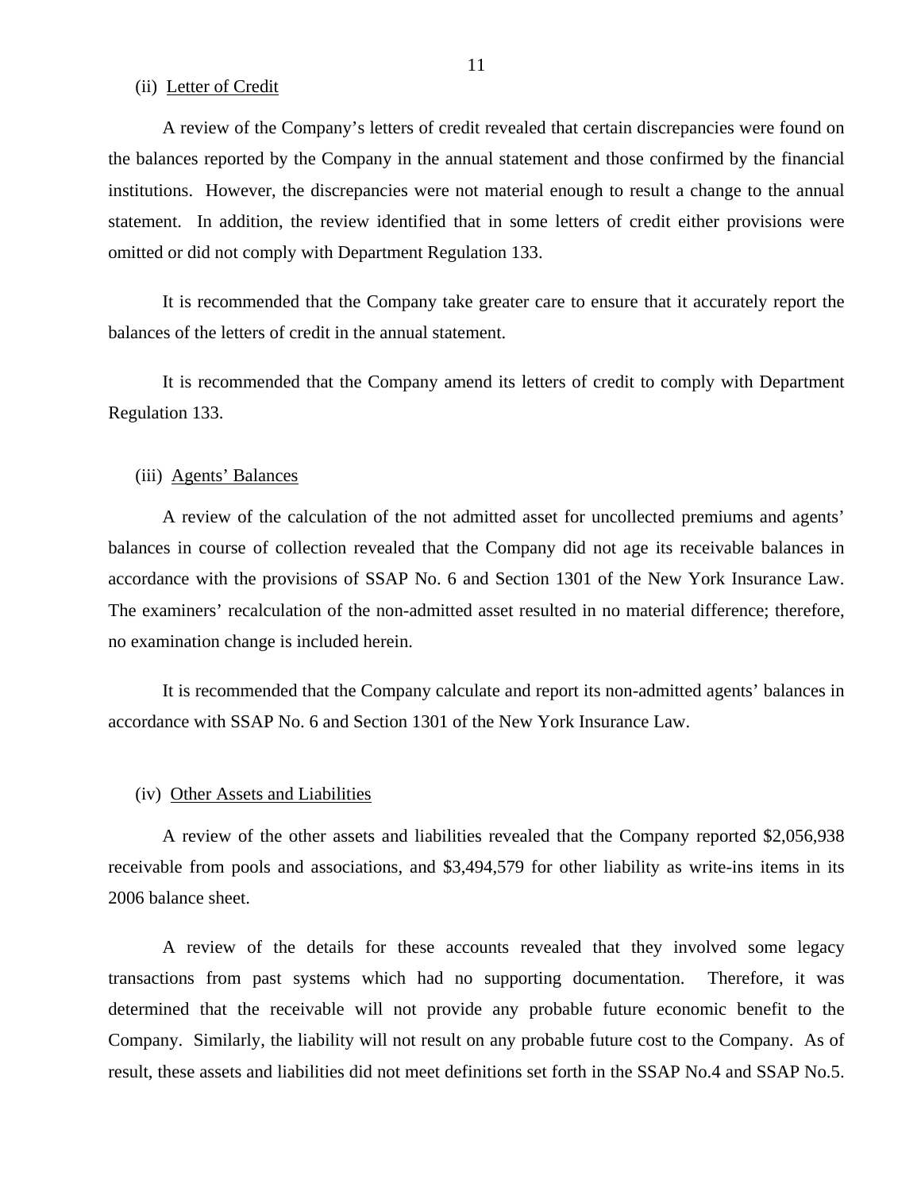(ii) Letter of Credit

A review of the Company's letters of credit revealed that certain discrepancies were found on the balances reported by the Company in the annual statement and those confirmed by the financial institutions. However, the discrepancies were not material enough to result a change to the annual statement. In addition, the review identified that in some letters of credit either provisions were omitted or did not comply with Department Regulation 133.

It is recommended that the Company take greater care to ensure that it accurately report the balances of the letters of credit in the annual statement.

It is recommended that the Company amend its letters of credit to comply with Department Regulation 133.

(iii) Agents' Balances

A review of the calculation of the not admitted asset for uncollected premiums and agents' balances in course of collection revealed that the Company did not age its receivable balances in accordance with the provisions of SSAP No. 6 and Section 1301 of the New York Insurance Law. The examiners' recalculation of the non-admitted asset resulted in no material difference; therefore, no examination change is included herein.

It is recommended that the Company calculate and report its non-admitted agents' balances in accordance with SSAP No. 6 and Section 1301 of the New York Insurance Law.

(iv) Other Assets and Liabilities

A review of the other assets and liabilities revealed that the Company reported $2,056,938 receivable from pools and associations, and $3,494,579 for other liability as write-ins items in its 2006 balance sheet.

A review of the details for these accounts revealed that they involved some legacy transactions from past systems which had no supporting documentation. Therefore, it was determined that the receivable will not provide any probable future economic benefit to the Company. Similarly, the liability will not result on any probable future cost to the Company. As of result, these assets and liabilities did not meet definitions set forth in the SSAP No.4 and SSAP No.5.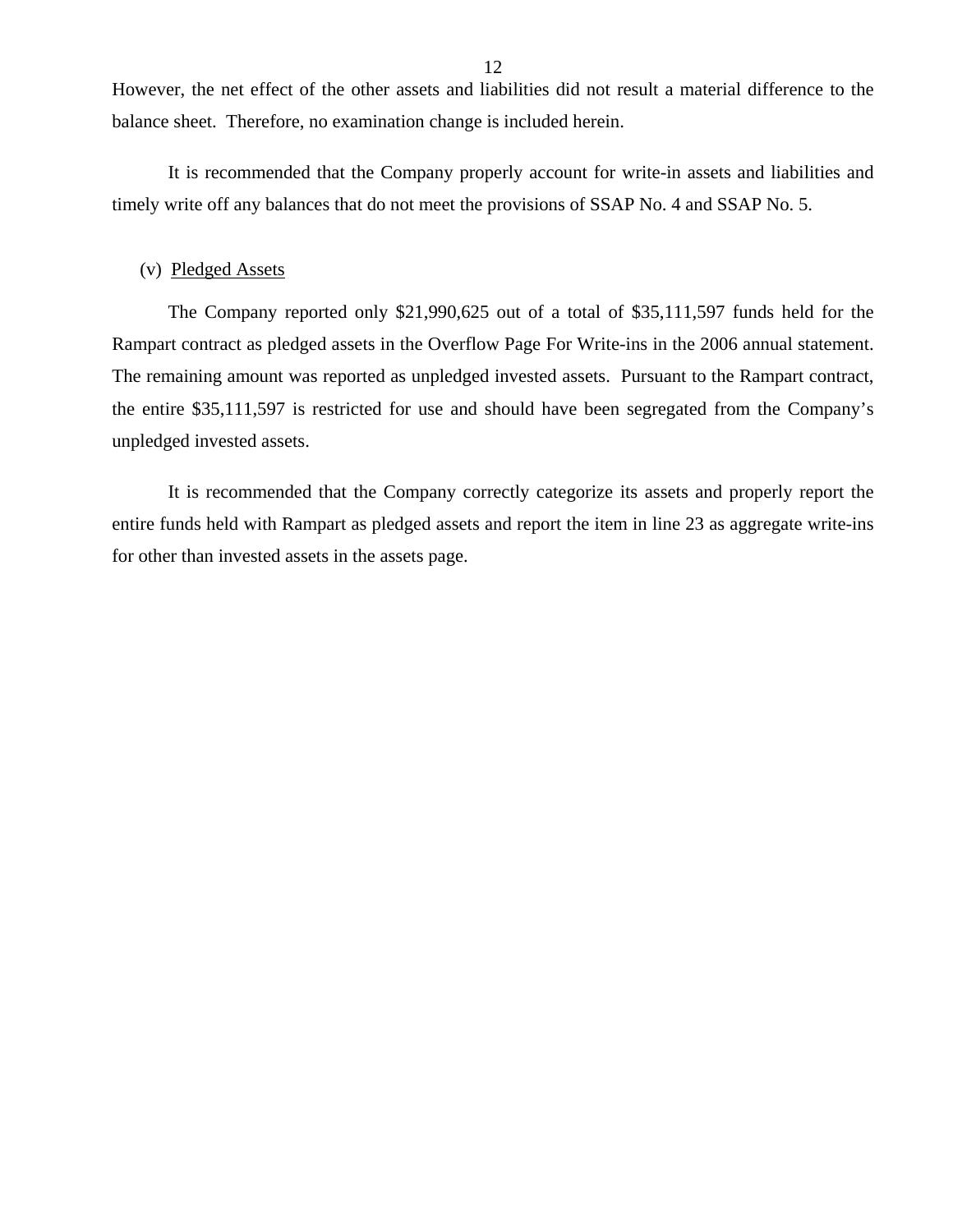However, the net effect of the other assets and liabilities did not result a material difference to the balance sheet. Therefore, no examination change is included herein.

It is recommended that the Company properly account for write-in assets and liabilities and timely write off any balances that do not meet the provisions of SSAP No. 4 and SSAP No. 5.

(v) Pledged Assets

The Company reported only $21,990,625 out of a total of $35,111,597 funds held for the Rampart contract as pledged assets in the Overflow Page For Write-ins in the 2006 annual statement. The remaining amount was reported as unpledged invested assets. Pursuant to the Rampart contract, the entire $35,111,597 is restricted for use and should have been segregated from the Company's unpledged invested assets.

It is recommended that the Company correctly categorize its assets and properly report the entire funds held with Rampart as pledged assets and report the item in line 23 as aggregate write-ins for other than invested assets in the assets page.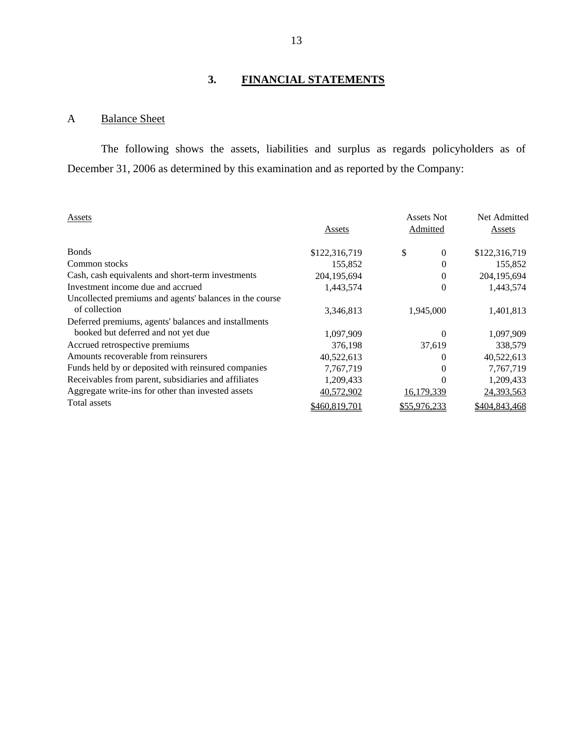## 3. FINANCIAL STATEMENTS

### A Balance Sheet

The following shows the assets, liabilities and surplus as regards policyholders as of December 31, 2006 as determined by this examination and as reported by the Company:

| Assets | Assets | Assets Not Admitted | Net Admitted Assets |
|---|---|---|---|
| Bonds | $122,316,719 | $ 0 | $122,316,719 |
| Common stocks | 155,852 | 0 | 155,852 |
| Cash, cash equivalents and short-term investments | 204,195,694 | 0 | 204,195,694 |
| Investment income due and accrued | 1,443,574 | 0 | 1,443,574 |
| Uncollected premiums and agents' balances in the course of collection | 3,346,813 | 1,945,000 | 1,401,813 |
| Deferred premiums, agents' balances and installments booked but deferred and not yet due | 1,097,909 | 0 | 1,097,909 |
| Accrued retrospective premiums | 376,198 | 37,619 | 338,579 |
| Amounts recoverable from reinsurers | 40,522,613 | 0 | 40,522,613 |
| Funds held by or deposited with reinsured companies | 7,767,719 | 0 | 7,767,719 |
| Receivables from parent, subsidiaries and affiliates | 1,209,433 | 0 | 1,209,433 |
| Aggregate write-ins for other than invested assets | 40,572,902 | 16,179,339 | 24,393,563 |
| Total assets | $460,819,701 | $55,976,233 | $404,843,468 |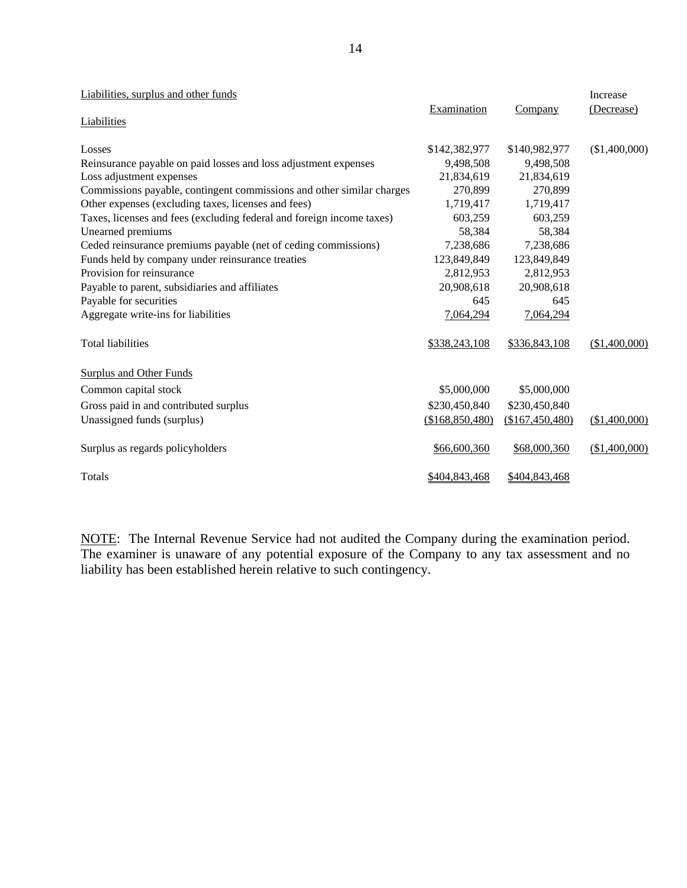| Liabilities, surplus and other funds | Examination | Company | Increase (Decrease) |
|---|---|---|---|
| Liabilities | | | |
| Losses | $142,382,977 | $140,982,977 | ($1,400,000) |
| Reinsurance payable on paid losses and loss adjustment expenses | 9,498,508 | 9,498,508 | |
| Loss adjustment expenses | 21,834,619 | 21,834,619 | |
| Commissions payable, contingent commissions and other similar charges | 270,899 | 270,899 | |
| Other expenses (excluding taxes, licenses and fees) | 1,719,417 | 1,719,417 | |
| Taxes, licenses and fees (excluding federal and foreign income taxes) | 603,259 | 603,259 | |
| Unearned premiums | 58,384 | 58,384 | |
| Ceded reinsurance premiums payable (net of ceding commissions) | 7,238,686 | 7,238,686 | |
| Funds held by company under reinsurance treaties | 123,849,849 | 123,849,849 | |
| Provision for reinsurance | 2,812,953 | 2,812,953 | |
| Payable to parent, subsidiaries and affiliates | 20,908,618 | 20,908,618 | |
| Payable for securities | 645 | 645 | |
| Aggregate write-ins for liabilities | 7,064,294 | 7,064,294 | |
| Total liabilities | $338,243,108 | $336,843,108 | ($1,400,000) |
| Surplus and Other Funds | | | |
| Common capital stock | $5,000,000 | $5,000,000 | |
| Gross paid in and contributed surplus | $230,450,840 | $230,450,840 | |
| Unassigned funds (surplus) | ($168,850,480) | ($167,450,480) | ($1,400,000) |
| Surplus as regards policyholders | $66,600,360 | $68,000,360 | ($1,400,000) |
| Totals | $404,843,468 | $404,843,468 | |

NOTE: The Internal Revenue Service had not audited the Company during the examination period. The examiner is unaware of any potential exposure of the Company to any tax assessment and no liability has been established herein relative to such contingency.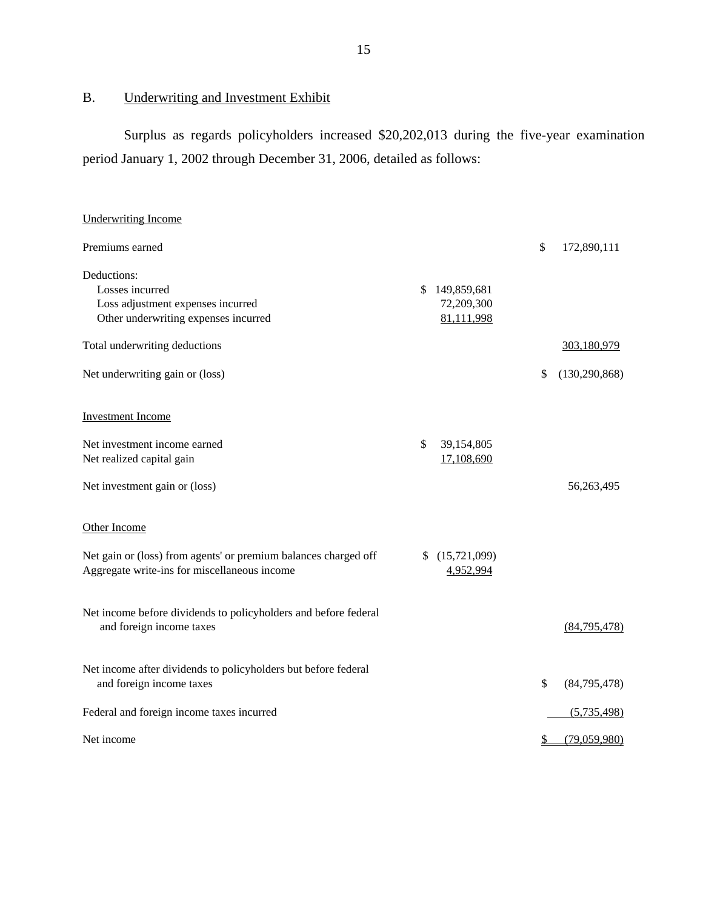## B. Underwriting and Investment Exhibit

Surplus as regards policyholders increased $20,202,013 during the five-year examination period January 1, 2002 through December 31, 2006, detailed as follows:

| | | |
|---|---|---|
| Underwriting Income | | |
| Premiums earned | | $ 172,890,111 |
| Deductions: | | |
| Losses incurred | $ 149,859,681 | |
| Loss adjustment expenses incurred | 72,209,300 | |
| Other underwriting expenses incurred | 81,111,998 | |
| Total underwriting deductions | | 303,180,979 |
| Net underwriting gain or (loss) | | $ (130,290,868) |
| Investment Income | | |
| Net investment income earned | $ 39,154,805 | |
| Net realized capital gain | 17,108,690 | |
| Net investment gain or (loss) | | 56,263,495 |
| Other Income | | |
| Net gain or (loss) from agents' or premium balances charged off | $ (15,721,099) | |
| Aggregate write-ins for miscellaneous income | 4,952,994 | |
| Net income before dividends to policyholders and before federal and foreign income taxes | | (84,795,478) |
| Net income after dividends to policyholders but before federal and foreign income taxes | | $ (84,795,478) |
| Federal and foreign income taxes incurred | | (5,735,498) |
| Net income | | $ (79,059,980) |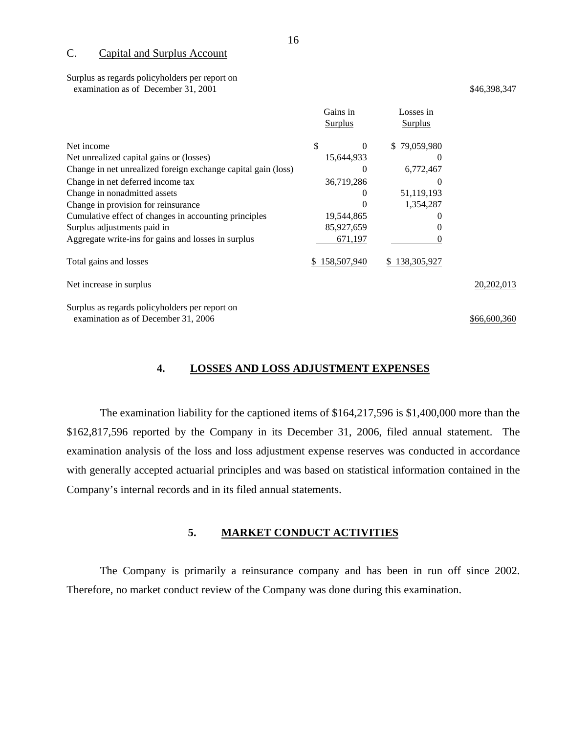### C. Capital and Surplus Account

| | Gains in Surplus | Losses in Surplus | |
|---|---|---|---|
| Surplus as regards policyholders per report on examination as of December 31, 2001 | | | $46,398,347 |
| Net income | $ 0 | $ 79,059,980 | |
| Net unrealized capital gains or (losses) | 15,644,933 | 0 | |
| Change in net unrealized foreign exchange capital gain (loss) | 0 | 6,772,467 | |
| Change in net deferred income tax | 36,719,286 | 0 | |
| Change in nonadmitted assets | 0 | 51,119,193 | |
| Change in provision for reinsurance | 0 | 1,354,287 | |
| Cumulative effect of changes in accounting principles | 19,544,865 | 0 | |
| Surplus adjustments paid in | 85,927,659 | 0 | |
| Aggregate write-ins for gains and losses in surplus | 671,197 | 0 | |
| Total gains and losses | $ 158,507,940 | $ 138,305,927 | |
| Net increase in surplus | | | 20,202,013 |
| Surplus as regards policyholders per report on examination as of December 31, 2006 | | | $66,600,360 |

## 4. LOSSES AND LOSS ADJUSTMENT EXPENSES

The examination liability for the captioned items of $164,217,596 is $1,400,000 more than the $162,817,596 reported by the Company in its December 31, 2006, filed annual statement. The examination analysis of the loss and loss adjustment expense reserves was conducted in accordance with generally accepted actuarial principles and was based on statistical information contained in the Company's internal records and in its filed annual statements.

## 5. MARKET CONDUCT ACTIVITIES

The Company is primarily a reinsurance company and has been in run off since 2002. Therefore, no market conduct review of the Company was done during this examination.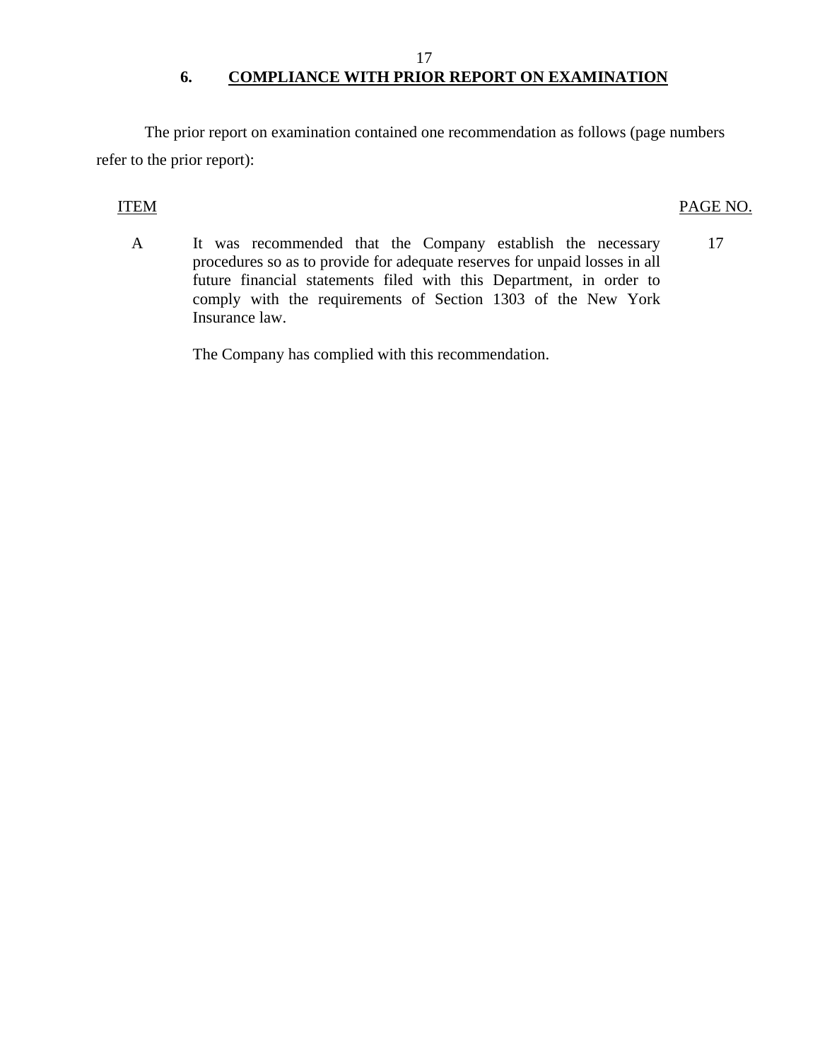## 6. COMPLIANCE WITH PRIOR REPORT ON EXAMINATION

The prior report on examination contained one recommendation as follows (page numbers refer to the prior report):

| ITEM | | PAGE NO. |
|---|---|---|
| A | It was recommended that the Company establish the necessary procedures so as to provide for adequate reserves for unpaid losses in all future financial statements filed with this Department, in order to comply with the requirements of Section 1303 of the New York Insurance law.<br><br>The Company has complied with this recommendation. | 17 |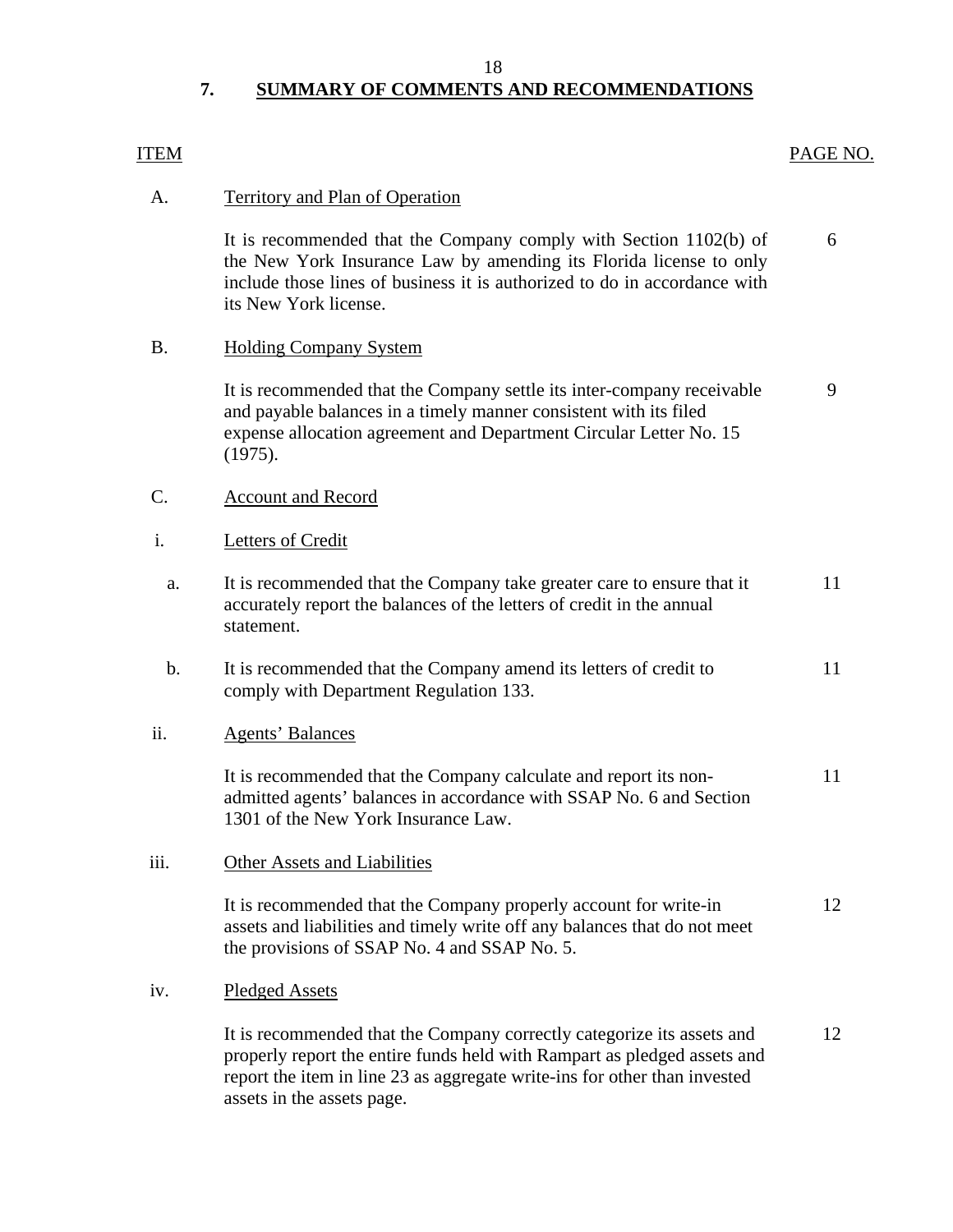## 7. SUMMARY OF COMMENTS AND RECOMMENDATIONS

| ITEM | | PAGE NO. |
|---|---|---|
| A. | Territory and Plan of Operation | |
| | It is recommended that the Company comply with Section 1102(b) of the New York Insurance Law by amending its Florida license to only include those lines of business it is authorized to do in accordance with its New York license. | 6 |
| B. | Holding Company System | |
| | It is recommended that the Company settle its inter-company receivable and payable balances in a timely manner consistent with its filed expense allocation agreement and Department Circular Letter No. 15 (1975). | 9 |
| C. | Account and Record | |
| i. | Letters of Credit | |
| a. | It is recommended that the Company take greater care to ensure that it accurately report the balances of the letters of credit in the annual statement. | 11 |
| b. | It is recommended that the Company amend its letters of credit to comply with Department Regulation 133. | 11 |
| ii. | Agents' Balances | |
| | It is recommended that the Company calculate and report its non-admitted agents' balances in accordance with SSAP No. 6 and Section 1301 of the New York Insurance Law. | 11 |
| iii. | Other Assets and Liabilities | |
| | It is recommended that the Company properly account for write-in assets and liabilities and timely write off any balances that do not meet the provisions of SSAP No. 4 and SSAP No. 5. | 12 |
| iv. | Pledged Assets | |
| | It is recommended that the Company correctly categorize its assets and properly report the entire funds held with Rampart as pledged assets and report the item in line 23 as aggregate write-ins for other than invested assets in the assets page. | 12 |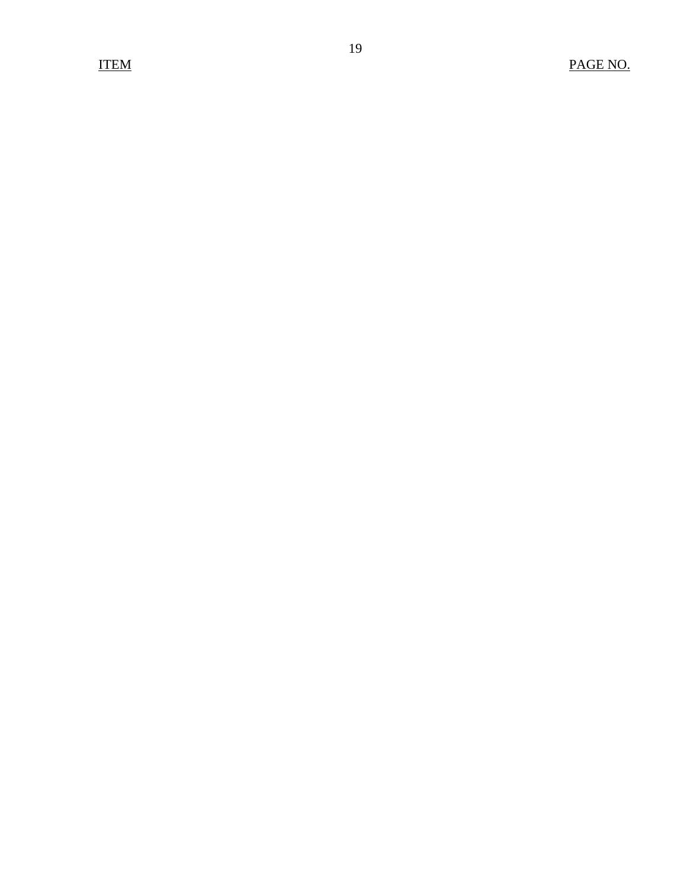ITEM PAGE NO.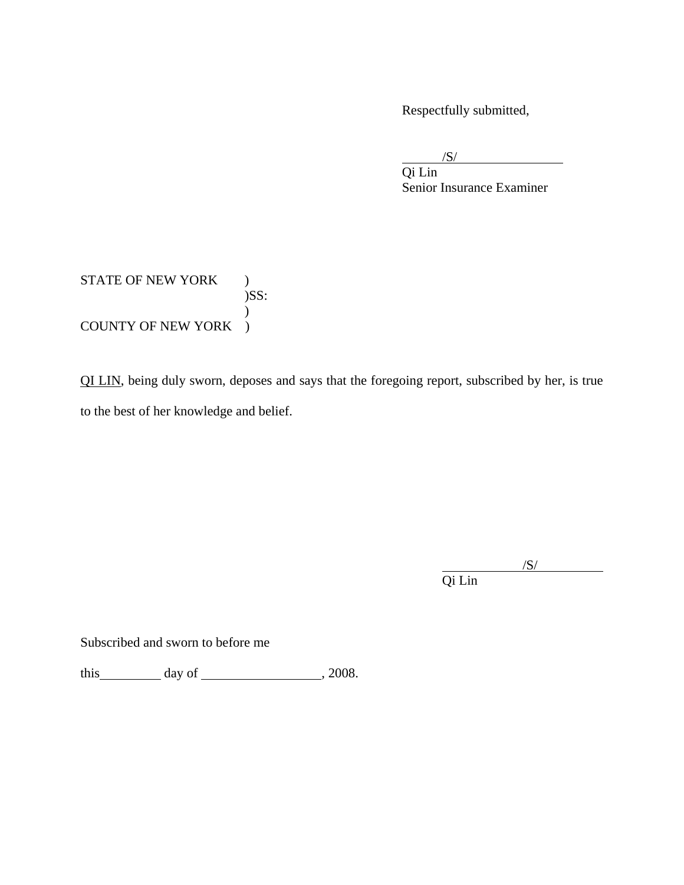Respectfully submitted,

/S/
Qi Lin
Senior Insurance Examiner

STATE OF NEW YORK )
)SS:
)
COUNTY OF NEW YORK )

QI LIN, being duly sworn, deposes and says that the foregoing report, subscribed by her, is true to the best of her knowledge and belief.

/S/
Qi Lin

Subscribed and sworn to before me

this\_\_\_\_\_\_\_\_\_\_ day of \_\_\_\_\_\_\_\_\_\_\_\_\_\_\_\_\_\_\_\_, 2008.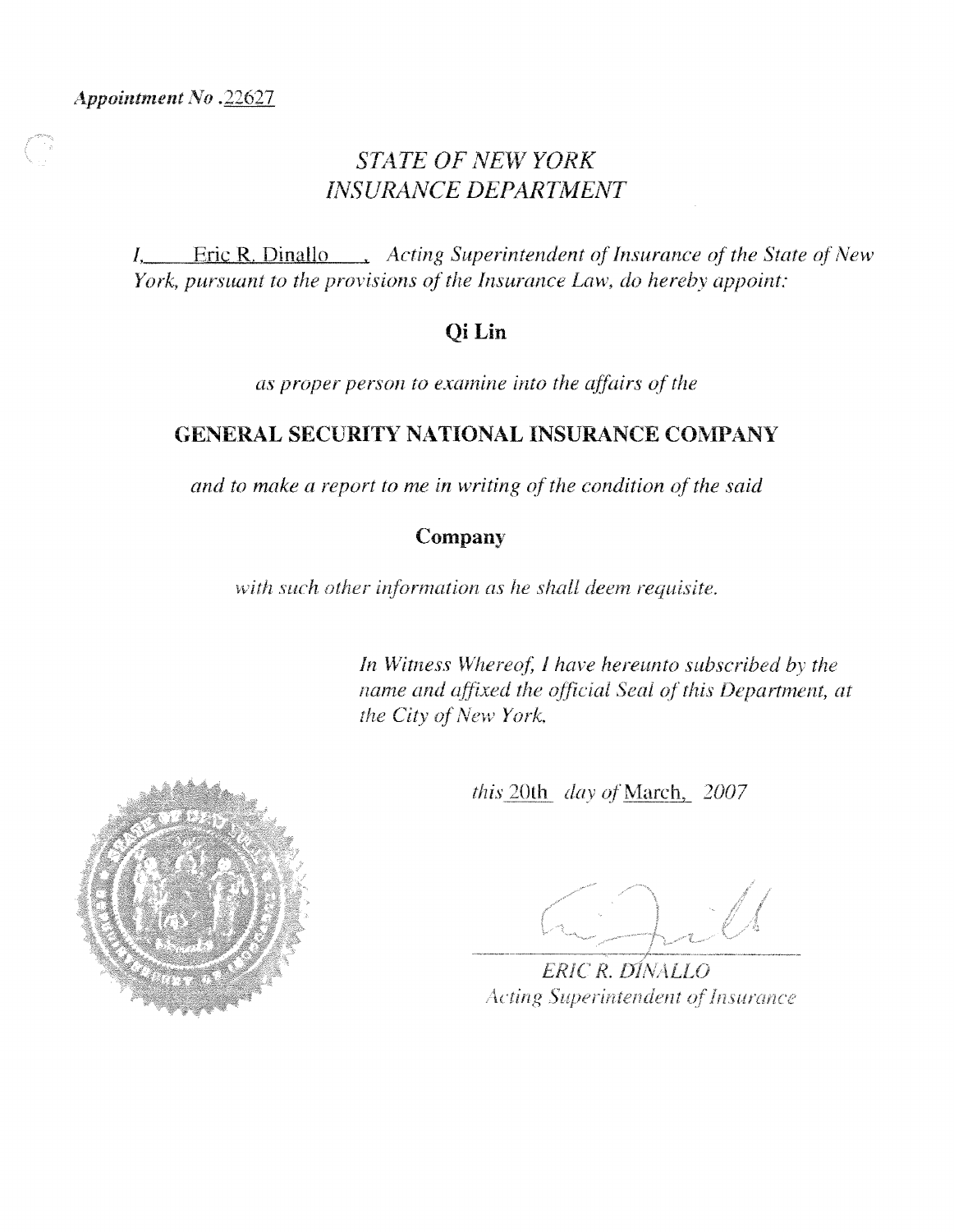*Appointment No .22627*

# *STATE OF NEW YORK*
## *INSURANCE DEPARTMENT*

*I,* Eric R. Dinallo *, Acting Superintendent of Insurance of the State of New York, pursuant to the provisions of the Insurance Law, do hereby appoint:*

**Qi Lin**

*as proper person to examine into the affairs of the*

**GENERAL SECURITY NATIONAL INSURANCE COMPANY**

*and to make a report to me in writing of the condition of the said*

**Company**

*with such other information as he shall deem requisite.*

*In Witness Whereof, I have hereunto subscribed by the name and affixed the official Seal of this Department, at the City of New York,*

*this* 20th *day of* March, *2007*

*ERIC R. DINALLO*
*Acting Superintendent of Insurance*